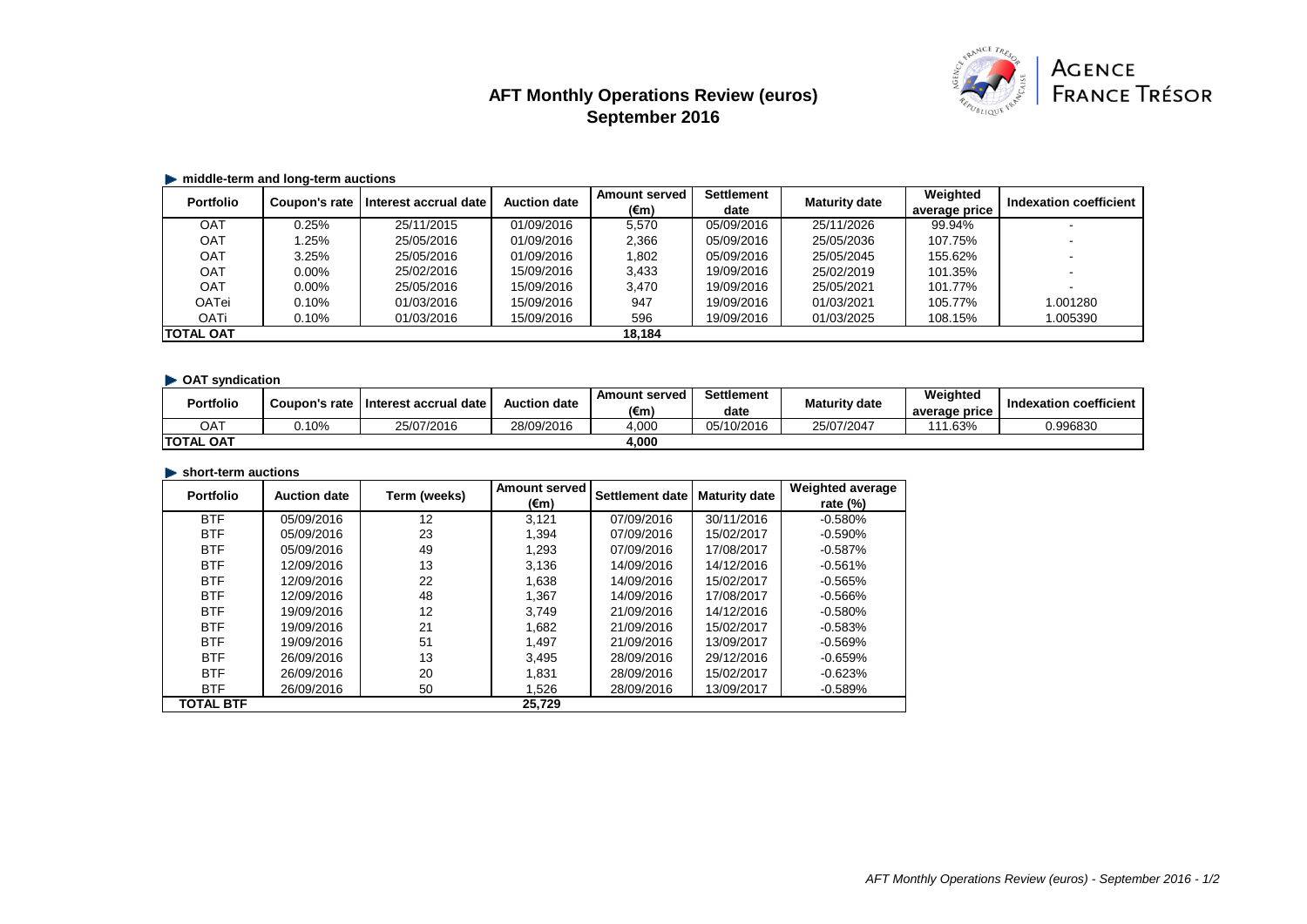# AFT Monthly Operations Review (euros)
## September 2016

AGENCE FRANCE TRÉSOR

### middle-term and long-term auctions

| Portfolio | Coupon's rate | Interest accrual date | Auction date | Amount served (€m) | Settlement date | Maturity date | Weighted average price | Indexation coefficient |
|---|---|---|---|---|---|---|---|---|
| OAT | 0.25% | 25/11/2015 | 01/09/2016 | 5,570 | 05/09/2016 | 25/11/2026 | 99.94% | - |
| OAT | 1.25% | 25/05/2016 | 01/09/2016 | 2,366 | 05/09/2016 | 25/05/2036 | 107.75% | - |
| OAT | 3.25% | 25/05/2016 | 01/09/2016 | 1,802 | 05/09/2016 | 25/05/2045 | 155.62% | - |
| OAT | 0.00% | 25/02/2016 | 15/09/2016 | 3,433 | 19/09/2016 | 25/02/2019 | 101.35% | - |
| OAT | 0.00% | 25/05/2016 | 15/09/2016 | 3,470 | 19/09/2016 | 25/05/2021 | 101.77% | - |
| OATei | 0.10% | 01/03/2016 | 15/09/2016 | 947 | 19/09/2016 | 01/03/2021 | 105.77% | 1.001280 |
| OATi | 0.10% | 01/03/2016 | 15/09/2016 | 596 | 19/09/2016 | 01/03/2025 | 108.15% | 1.005390 |
| **TOTAL OAT** | | | | **18,184** | | | | |

### OAT syndication

| Portfolio | Coupon's rate | Interest accrual date | Auction date | Amount served (€m) | Settlement date | Maturity date | Weighted average price | Indexation coefficient |
|---|---|---|---|---|---|---|---|---|
| OAT | 0.10% | 25/07/2016 | 28/09/2016 | 4,000 | 05/10/2016 | 25/07/2047 | 111.63% | 0.996830 |
| **TOTAL OAT** | | | | **4,000** | | | | |

### short-term auctions

| Portfolio | Auction date | Term (weeks) | Amount served (€m) | Settlement date | Maturity date | Weighted average rate (%) |
|---|---|---|---|---|---|---|
| BTF | 05/09/2016 | 12 | 3,121 | 07/09/2016 | 30/11/2016 | -0.580% |
| BTF | 05/09/2016 | 23 | 1,394 | 07/09/2016 | 15/02/2017 | -0.590% |
| BTF | 05/09/2016 | 49 | 1,293 | 07/09/2016 | 17/08/2017 | -0.587% |
| BTF | 12/09/2016 | 13 | 3,136 | 14/09/2016 | 14/12/2016 | -0.561% |
| BTF | 12/09/2016 | 22 | 1,638 | 14/09/2016 | 15/02/2017 | -0.565% |
| BTF | 12/09/2016 | 48 | 1,367 | 14/09/2016 | 17/08/2017 | -0.566% |
| BTF | 19/09/2016 | 12 | 3,749 | 21/09/2016 | 14/12/2016 | -0.580% |
| BTF | 19/09/2016 | 21 | 1,682 | 21/09/2016 | 15/02/2017 | -0.583% |
| BTF | 19/09/2016 | 51 | 1,497 | 21/09/2016 | 13/09/2017 | -0.569% |
| BTF | 26/09/2016 | 13 | 3,495 | 28/09/2016 | 29/12/2016 | -0.659% |
| BTF | 26/09/2016 | 20 | 1,831 | 28/09/2016 | 15/02/2017 | -0.623% |
| BTF | 26/09/2016 | 50 | 1,526 | 28/09/2016 | 13/09/2017 | -0.589% |
| **TOTAL BTF** | | | **25,729** | | | |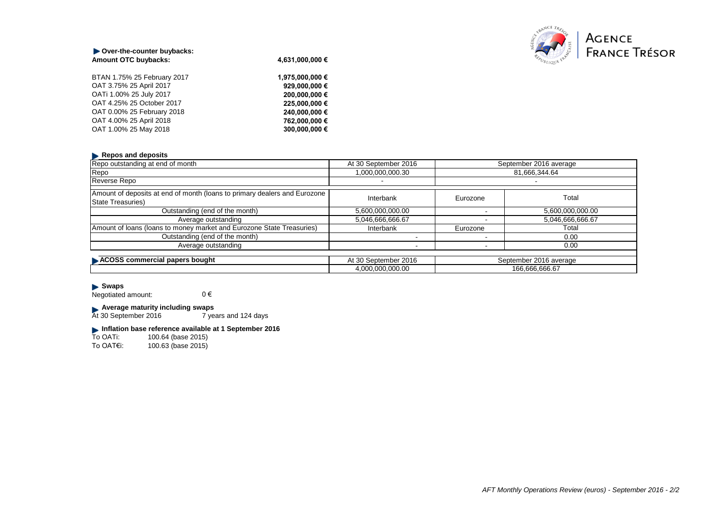### Over-the-counter buybacks:

**Amount OTC buybacks:** **4,631,000,000 €**

| | |
|---|---|
| BTAN 1.75% 25 February 2017 | **1,975,000,000 €** |
| OAT 3.75% 25 April 2017 | **929,000,000 €** |
| OATi 1.00% 25 July 2017 | **200,000,000 €** |
| OAT 4.25% 25 October 2017 | **225,000,000 €** |
| OAT 0.00% 25 February 2018 | **240,000,000 €** |
| OAT 4.00% 25 April 2018 | **762,000,000 €** |
| OAT 1.00% 25 May 2018 | **300,000,000 €** |

### Repos and deposits

| Repo outstanding at end of month | At 30 September 2016 | September 2016 average | |
|---|---|---|---|
| Repo | 1,000,000,000.30 | 81,666,344.64 | |
| Reverse Repo | - | - | |
| Amount of deposits at end of month (loans to primary dealers and Eurozone State Treasuries) | Interbank | Eurozone | Total |
| Outstanding (end of the month) | 5,600,000,000.00 | - | 5,600,000,000.00 |
| Average outstanding | 5,046,666,666.67 | - | 5,046,666,666.67 |
| Amount of loans (loans to money market and Eurozone State Treasuries) | Interbank | Eurozone | Total |
| Outstanding (end of the month) | - | - | 0.00 |
| Average outstanding | - | - | 0.00 |

| **ACOSS commercial papers bought** | At 30 September 2016 | September 2016 average |
|---|---|---|
| | 4,000,000,000.00 | 166,666,666.67 |

### Swaps

Negotiated amount: 0 €

### Average maturity including swaps

At 30 September 2016 7 years and 124 days

### Inflation base reference available at 1 September 2016

To OATi: 100.64 (base 2015)

To OAT€i: 100.63 (base 2015)